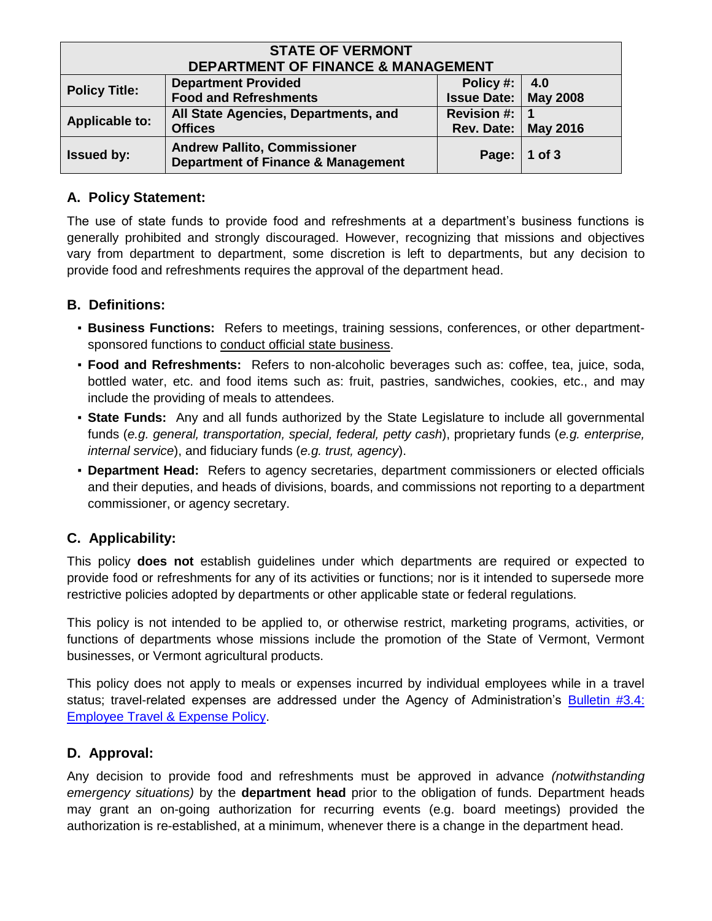| STATE OF VERMONT<br>DEPARTMENT OF FINANCE & MANAGEMENT | | | |
|---|---|---|---|
| **Policy Title:** | **Department Provided Food and Refreshments** | **Policy #:**<br>**Issue Date:** | **4.0**<br>**May 2008** |
| **Applicable to:** | **All State Agencies, Departments, and Offices** | **Revision #:**<br>**Rev. Date:** | **1**<br>**May 2016** |
| **Issued by:** | **Andrew Pallito, Commissioner Department of Finance & Management** | **Page:** | **1 of 3** |

## A. Policy Statement:

The use of state funds to provide food and refreshments at a department's business functions is generally prohibited and strongly discouraged. However, recognizing that missions and objectives vary from department to department, some discretion is left to departments, but any decision to provide food and refreshments requires the approval of the department head.

## B. Definitions:

- **Business Functions:** Refers to meetings, training sessions, conferences, or other department-sponsored functions to conduct official state business.
- **Food and Refreshments:** Refers to non-alcoholic beverages such as: coffee, tea, juice, soda, bottled water, etc. and food items such as: fruit, pastries, sandwiches, cookies, etc., and may include the providing of meals to attendees.
- **State Funds:** Any and all funds authorized by the State Legislature to include all governmental funds (*e.g. general, transportation, special, federal, petty cash*), proprietary funds (*e.g. enterprise, internal service*), and fiduciary funds (*e.g. trust, agency*).
- **Department Head:** Refers to agency secretaries, department commissioners or elected officials and their deputies, and heads of divisions, boards, and commissions not reporting to a department commissioner, or agency secretary.

## C. Applicability:

This policy **does not** establish guidelines under which departments are required or expected to provide food or refreshments for any of its activities or functions; nor is it intended to supersede more restrictive policies adopted by departments or other applicable state or federal regulations.

This policy is not intended to be applied to, or otherwise restrict, marketing programs, activities, or functions of departments whose missions include the promotion of the State of Vermont, Vermont businesses, or Vermont agricultural products.

This policy does not apply to meals or expenses incurred by individual employees while in a travel status; travel-related expenses are addressed under the Agency of Administration's Bulletin #3.4: Employee Travel & Expense Policy.

## D. Approval:

Any decision to provide food and refreshments must be approved in advance *(notwithstanding emergency situations)* by the **department head** prior to the obligation of funds. Department heads may grant an on-going authorization for recurring events (e.g. board meetings) provided the authorization is re-established, at a minimum, whenever there is a change in the department head.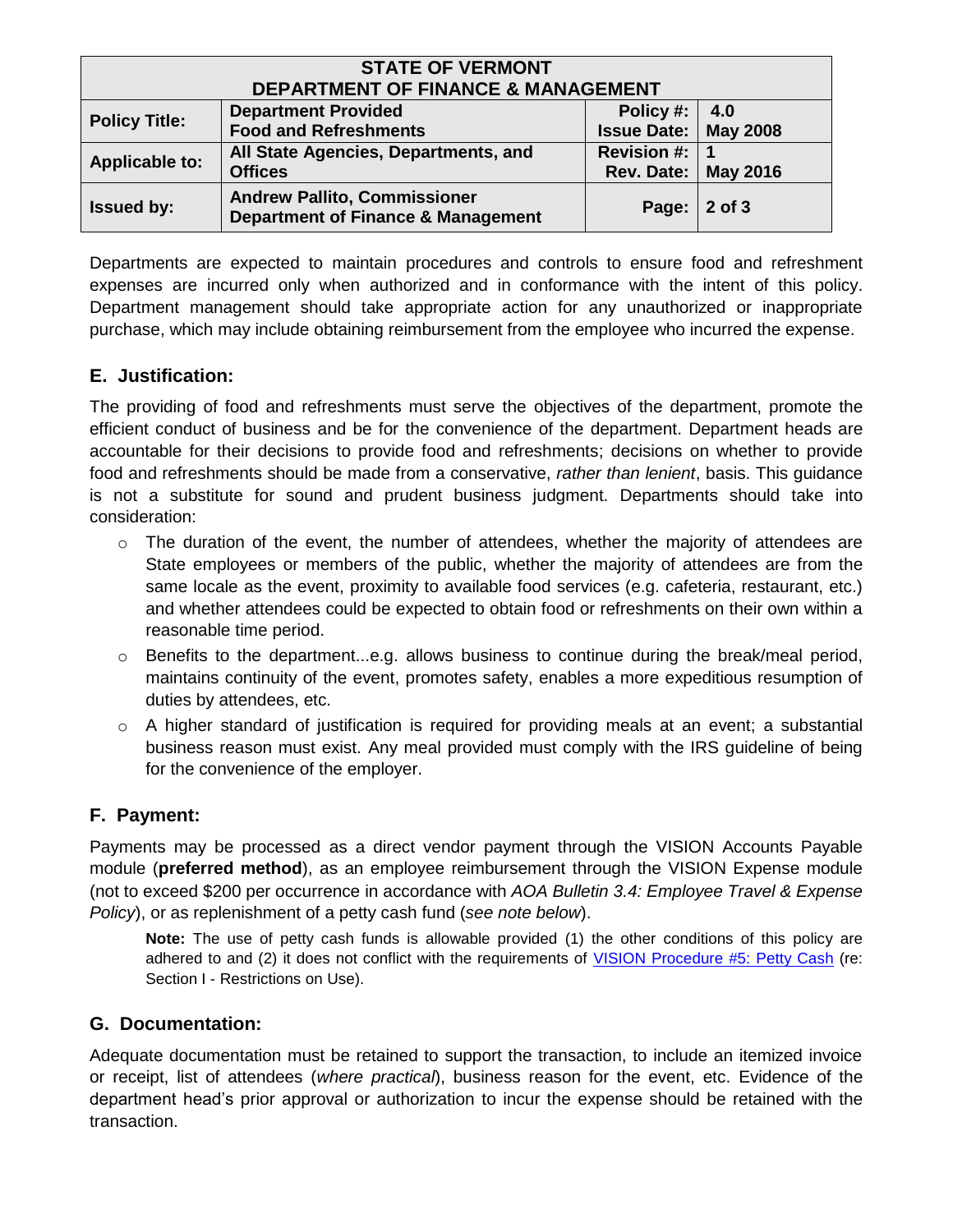Departments are expected to maintain procedures and controls to ensure food and refreshment expenses are incurred only when authorized and in conformance with the intent of this policy. Department management should take appropriate action for any unauthorized or inappropriate purchase, which may include obtaining reimbursement from the employee who incurred the expense.

## E. Justification:

The providing of food and refreshments must serve the objectives of the department, promote the efficient conduct of business and be for the convenience of the department. Department heads are accountable for their decisions to provide food and refreshments; decisions on whether to provide food and refreshments should be made from a conservative, *rather than lenient*, basis. This guidance is not a substitute for sound and prudent business judgment. Departments should take into consideration:

- The duration of the event, the number of attendees, whether the majority of attendees are State employees or members of the public, whether the majority of attendees are from the same locale as the event, proximity to available food services (e.g. cafeteria, restaurant, etc.) and whether attendees could be expected to obtain food or refreshments on their own within a reasonable time period.
- Benefits to the department...e.g. allows business to continue during the break/meal period, maintains continuity of the event, promotes safety, enables a more expeditious resumption of duties by attendees, etc.
- A higher standard of justification is required for providing meals at an event; a substantial business reason must exist. Any meal provided must comply with the IRS guideline of being for the convenience of the employer.

## F. Payment:

Payments may be processed as a direct vendor payment through the VISION Accounts Payable module (**preferred method**), as an employee reimbursement through the VISION Expense module (not to exceed $200 per occurrence in accordance with *AOA Bulletin 3.4: Employee Travel & Expense Policy*), or as replenishment of a petty cash fund (*see note below*).

> **Note:** The use of petty cash funds is allowable provided (1) the other conditions of this policy are adhered to and (2) it does not conflict with the requirements of VISION Procedure #5: Petty Cash (re: Section I - Restrictions on Use).

## G. Documentation:

Adequate documentation must be retained to support the transaction, to include an itemized invoice or receipt, list of attendees (*where practical*), business reason for the event, etc. Evidence of the department head's prior approval or authorization to incur the expense should be retained with the transaction.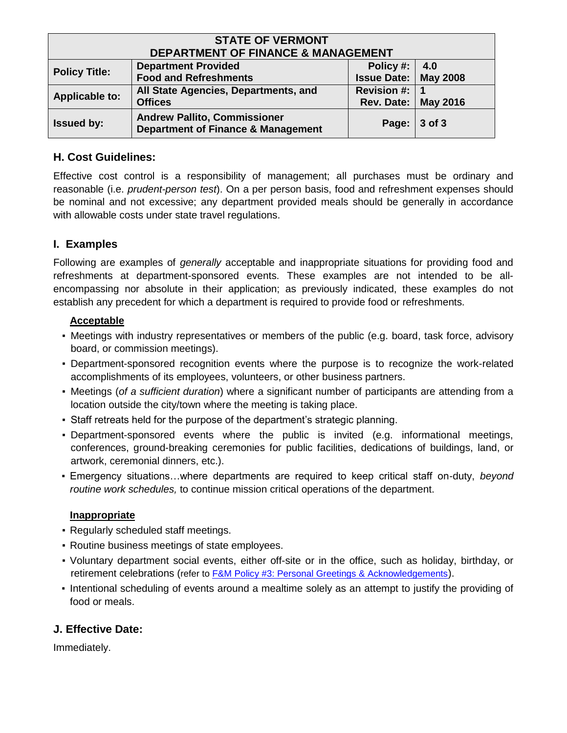## H. Cost Guidelines:

Effective cost control is a responsibility of management; all purchases must be ordinary and reasonable (i.e. *prudent-person test*). On a per person basis, food and refreshment expenses should be nominal and not excessive; any department provided meals should be generally in accordance with allowable costs under state travel regulations.

## I. Examples

Following are examples of *generally* acceptable and inappropriate situations for providing food and refreshments at department-sponsored events. These examples are not intended to be all-encompassing nor absolute in their application; as previously indicated, these examples do not establish any precedent for which a department is required to provide food or refreshments.

**Acceptable**

- Meetings with industry representatives or members of the public (e.g. board, task force, advisory board, or commission meetings).
- Department-sponsored recognition events where the purpose is to recognize the work-related accomplishments of its employees, volunteers, or other business partners.
- Meetings (*of a sufficient duration*) where a significant number of participants are attending from a location outside the city/town where the meeting is taking place.
- Staff retreats held for the purpose of the department's strategic planning.
- Department-sponsored events where the public is invited (e.g. informational meetings, conferences, ground-breaking ceremonies for public facilities, dedications of buildings, land, or artwork, ceremonial dinners, etc.).
- Emergency situations…where departments are required to keep critical staff on-duty, *beyond routine work schedules,* to continue mission critical operations of the department.

**Inappropriate**

- Regularly scheduled staff meetings.
- Routine business meetings of state employees.
- Voluntary department social events, either off-site or in the office, such as holiday, birthday, or retirement celebrations (refer to F&M Policy #3: Personal Greetings & Acknowledgements).
- Intentional scheduling of events around a mealtime solely as an attempt to justify the providing of food or meals.

## J. Effective Date:

Immediately.